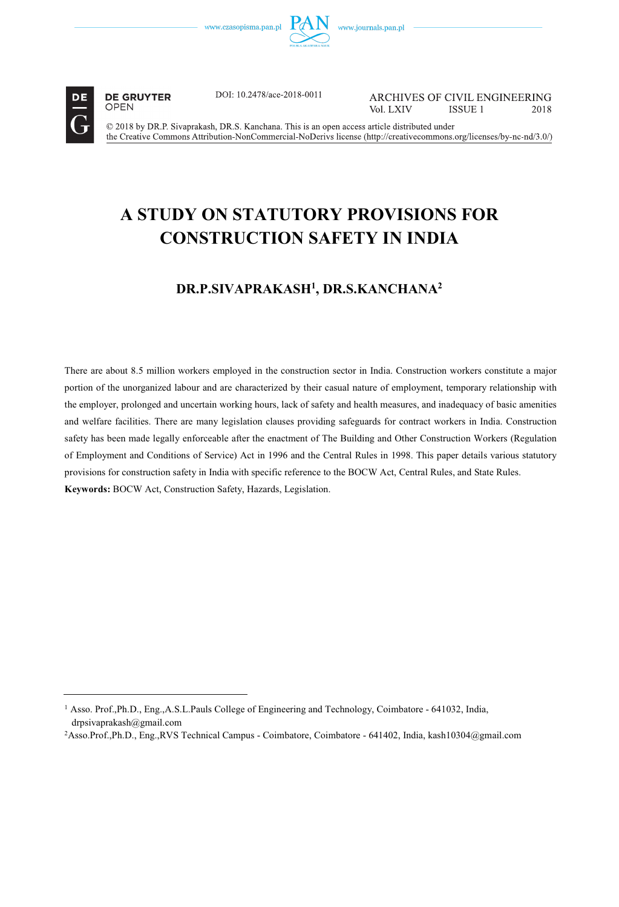DOI: 10.2478/ace-2018-0011

ARCHIVES OF CIVIL ENGINEERING
Vol. LXIV ISSUE 1 2018

© 2018 by DR.P. Sivaprakash, DR.S. Kanchana. This is an open access article distributed under the Creative Commons Attribution-NonCommercial-NoDerivs license (http://creativecommons.org/licenses/by-nc-nd/3.0/)

# A STUDY ON STATUTORY PROVISIONS FOR CONSTRUCTION SAFETY IN INDIA

## DR.P.SIVAPRAKASH[1], DR.S.KANCHANA[2]

There are about 8.5 million workers employed in the construction sector in India. Construction workers constitute a major portion of the unorganized labour and are characterized by their casual nature of employment, temporary relationship with the employer, prolonged and uncertain working hours, lack of safety and health measures, and inadequacy of basic amenities and welfare facilities. There are many legislation clauses providing safeguards for contract workers in India. Construction safety has been made legally enforceable after the enactment of The Building and Other Construction Workers (Regulation of Employment and Conditions of Service) Act in 1996 and the Central Rules in 1998. This paper details various statutory provisions for construction safety in India with specific reference to the BOCW Act, Central Rules, and State Rules.

**Keywords:** BOCW Act, Construction Safety, Hazards, Legislation.

---

[1] Asso. Prof.,Ph.D., Eng.,A.S.L.Pauls College of Engineering and Technology, Coimbatore - 641032, India, drpsivaprakash@gmail.com

[2] Asso.Prof.,Ph.D., Eng.,RVS Technical Campus - Coimbatore, Coimbatore - 641402, India, kash10304@gmail.com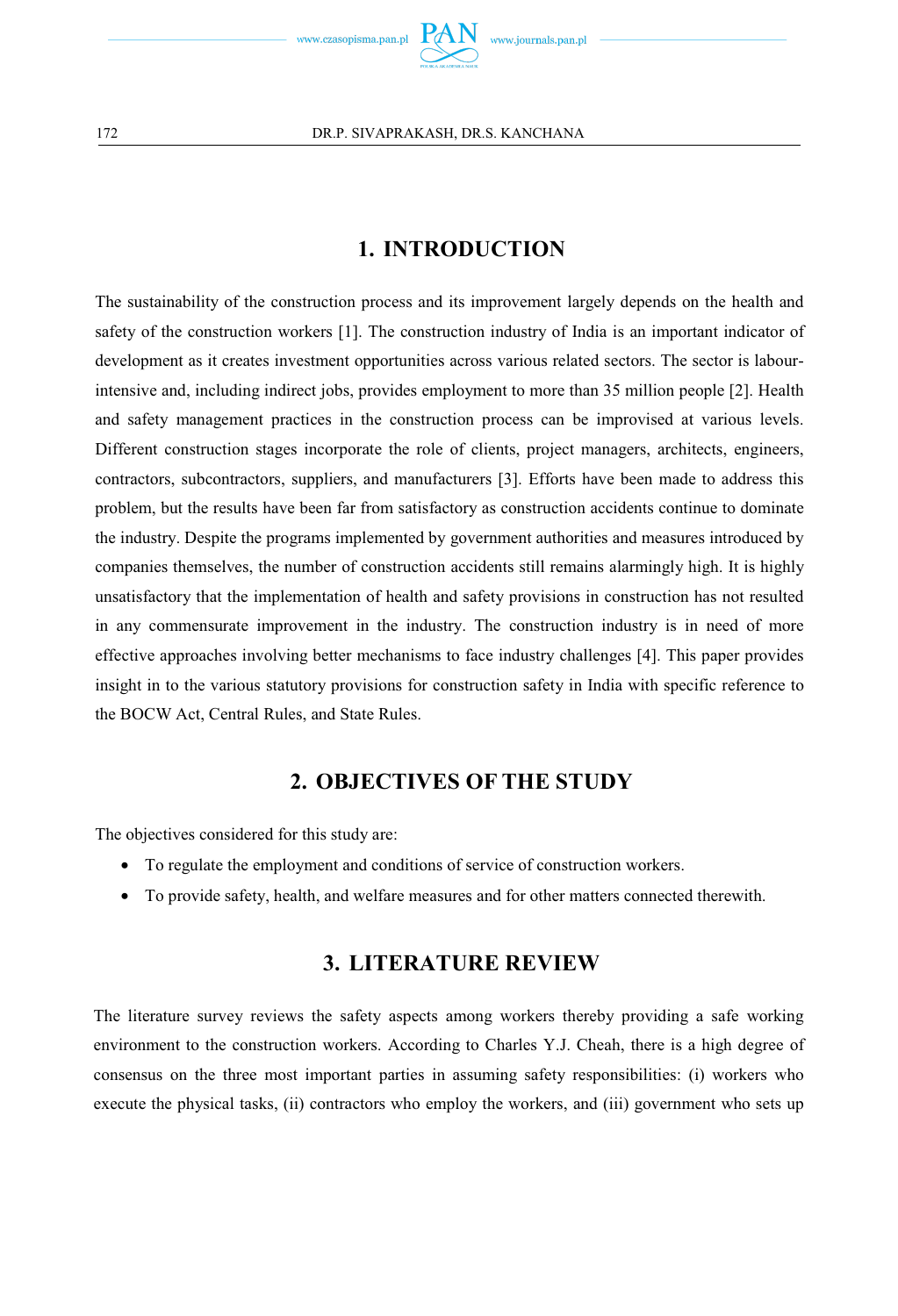## 1. INTRODUCTION

The sustainability of the construction process and its improvement largely depends on the health and safety of the construction workers [1]. The construction industry of India is an important indicator of development as it creates investment opportunities across various related sectors. The sector is labour-intensive and, including indirect jobs, provides employment to more than 35 million people [2]. Health and safety management practices in the construction process can be improvised at various levels. Different construction stages incorporate the role of clients, project managers, architects, engineers, contractors, subcontractors, suppliers, and manufacturers [3]. Efforts have been made to address this problem, but the results have been far from satisfactory as construction accidents continue to dominate the industry. Despite the programs implemented by government authorities and measures introduced by companies themselves, the number of construction accidents still remains alarmingly high. It is highly unsatisfactory that the implementation of health and safety provisions in construction has not resulted in any commensurate improvement in the industry. The construction industry is in need of more effective approaches involving better mechanisms to face industry challenges [4]. This paper provides insight in to the various statutory provisions for construction safety in India with specific reference to the BOCW Act, Central Rules, and State Rules.

## 2. OBJECTIVES OF THE STUDY

The objectives considered for this study are:

- To regulate the employment and conditions of service of construction workers.
- To provide safety, health, and welfare measures and for other matters connected therewith.

## 3. LITERATURE REVIEW

The literature survey reviews the safety aspects among workers thereby providing a safe working environment to the construction workers. According to Charles Y.J. Cheah, there is a high degree of consensus on the three most important parties in assuming safety responsibilities: (i) workers who execute the physical tasks, (ii) contractors who employ the workers, and (iii) government who sets up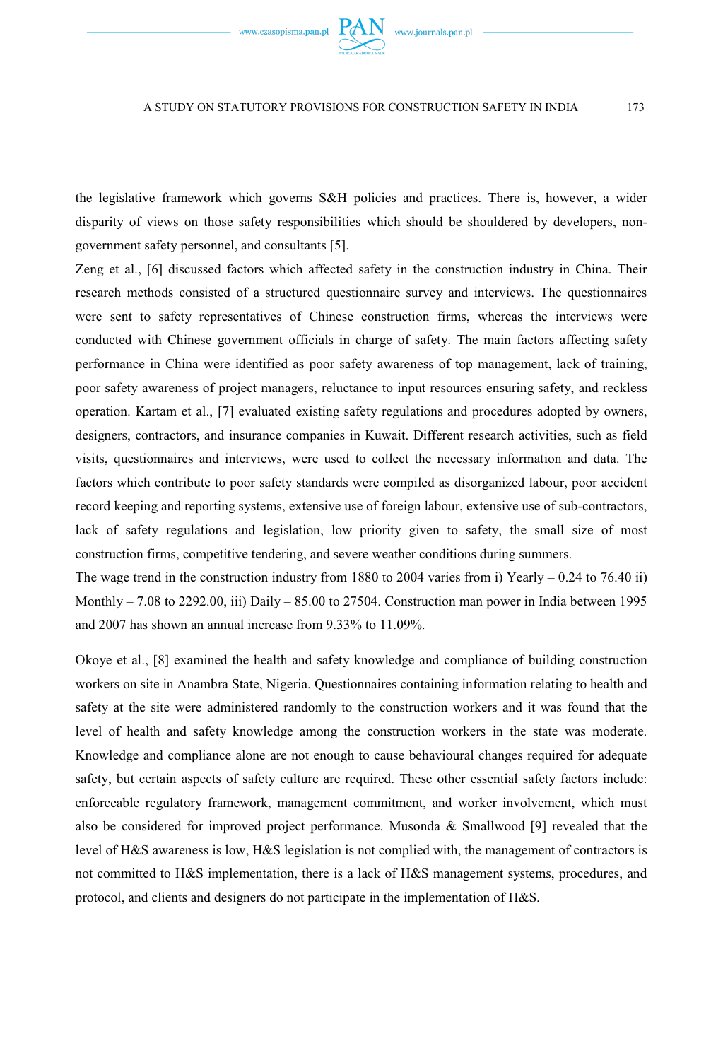the legislative framework which governs S&H policies and practices. There is, however, a wider disparity of views on those safety responsibilities which should be shouldered by developers, non-government safety personnel, and consultants [5].

Zeng et al., [6] discussed factors which affected safety in the construction industry in China. Their research methods consisted of a structured questionnaire survey and interviews. The questionnaires were sent to safety representatives of Chinese construction firms, whereas the interviews were conducted with Chinese government officials in charge of safety. The main factors affecting safety performance in China were identified as poor safety awareness of top management, lack of training, poor safety awareness of project managers, reluctance to input resources ensuring safety, and reckless operation. Kartam et al., [7] evaluated existing safety regulations and procedures adopted by owners, designers, contractors, and insurance companies in Kuwait. Different research activities, such as field visits, questionnaires and interviews, were used to collect the necessary information and data. The factors which contribute to poor safety standards were compiled as disorganized labour, poor accident record keeping and reporting systems, extensive use of foreign labour, extensive use of sub-contractors, lack of safety regulations and legislation, low priority given to safety, the small size of most construction firms, competitive tendering, and severe weather conditions during summers.

The wage trend in the construction industry from 1880 to 2004 varies from i) Yearly – 0.24 to 76.40 ii) Monthly – 7.08 to 2292.00, iii) Daily – 85.00 to 27504. Construction man power in India between 1995 and 2007 has shown an annual increase from 9.33% to 11.09%.

Okoye et al., [8] examined the health and safety knowledge and compliance of building construction workers on site in Anambra State, Nigeria. Questionnaires containing information relating to health and safety at the site were administered randomly to the construction workers and it was found that the level of health and safety knowledge among the construction workers in the state was moderate. Knowledge and compliance alone are not enough to cause behavioural changes required for adequate safety, but certain aspects of safety culture are required. These other essential safety factors include: enforceable regulatory framework, management commitment, and worker involvement, which must also be considered for improved project performance. Musonda & Smallwood [9] revealed that the level of H&S awareness is low, H&S legislation is not complied with, the management of contractors is not committed to H&S implementation, there is a lack of H&S management systems, procedures, and protocol, and clients and designers do not participate in the implementation of H&S.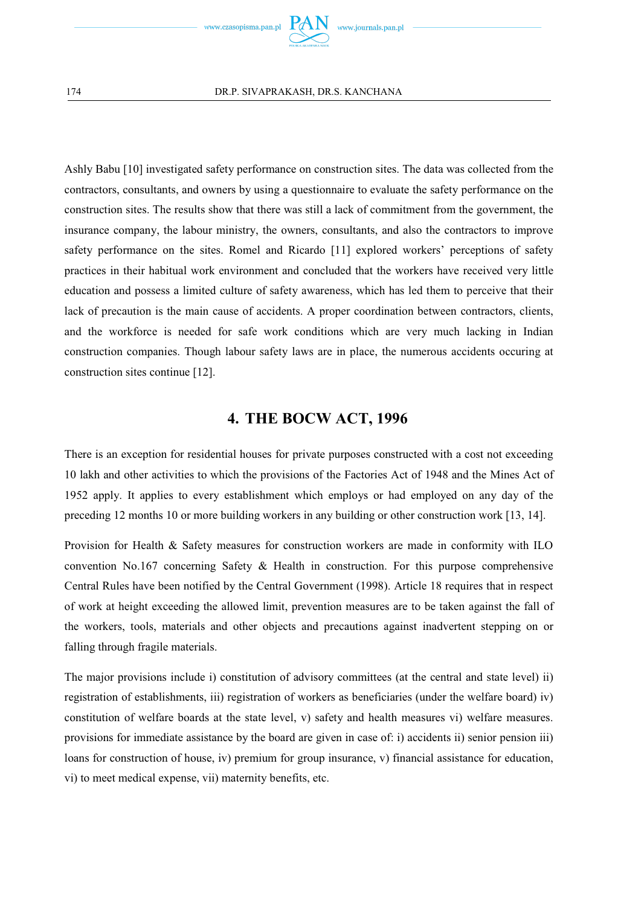Ashly Babu [10] investigated safety performance on construction sites. The data was collected from the contractors, consultants, and owners by using a questionnaire to evaluate the safety performance on the construction sites. The results show that there was still a lack of commitment from the government, the insurance company, the labour ministry, the owners, consultants, and also the contractors to improve safety performance on the sites. Romel and Ricardo [11] explored workers' perceptions of safety practices in their habitual work environment and concluded that the workers have received very little education and possess a limited culture of safety awareness, which has led them to perceive that their lack of precaution is the main cause of accidents. A proper coordination between contractors, clients, and the workforce is needed for safe work conditions which are very much lacking in Indian construction companies. Though labour safety laws are in place, the numerous accidents occuring at construction sites continue [12].

## 4. THE BOCW ACT, 1996

There is an exception for residential houses for private purposes constructed with a cost not exceeding 10 lakh and other activities to which the provisions of the Factories Act of 1948 and the Mines Act of 1952 apply. It applies to every establishment which employs or had employed on any day of the preceding 12 months 10 or more building workers in any building or other construction work [13, 14].

Provision for Health & Safety measures for construction workers are made in conformity with ILO convention No.167 concerning Safety & Health in construction. For this purpose comprehensive Central Rules have been notified by the Central Government (1998). Article 18 requires that in respect of work at height exceeding the allowed limit, prevention measures are to be taken against the fall of the workers, tools, materials and other objects and precautions against inadvertent stepping on or falling through fragile materials.

The major provisions include i) constitution of advisory committees (at the central and state level) ii) registration of establishments, iii) registration of workers as beneficiaries (under the welfare board) iv) constitution of welfare boards at the state level, v) safety and health measures vi) welfare measures. provisions for immediate assistance by the board are given in case of: i) accidents ii) senior pension iii) loans for construction of house, iv) premium for group insurance, v) financial assistance for education, vi) to meet medical expense, vii) maternity benefits, etc.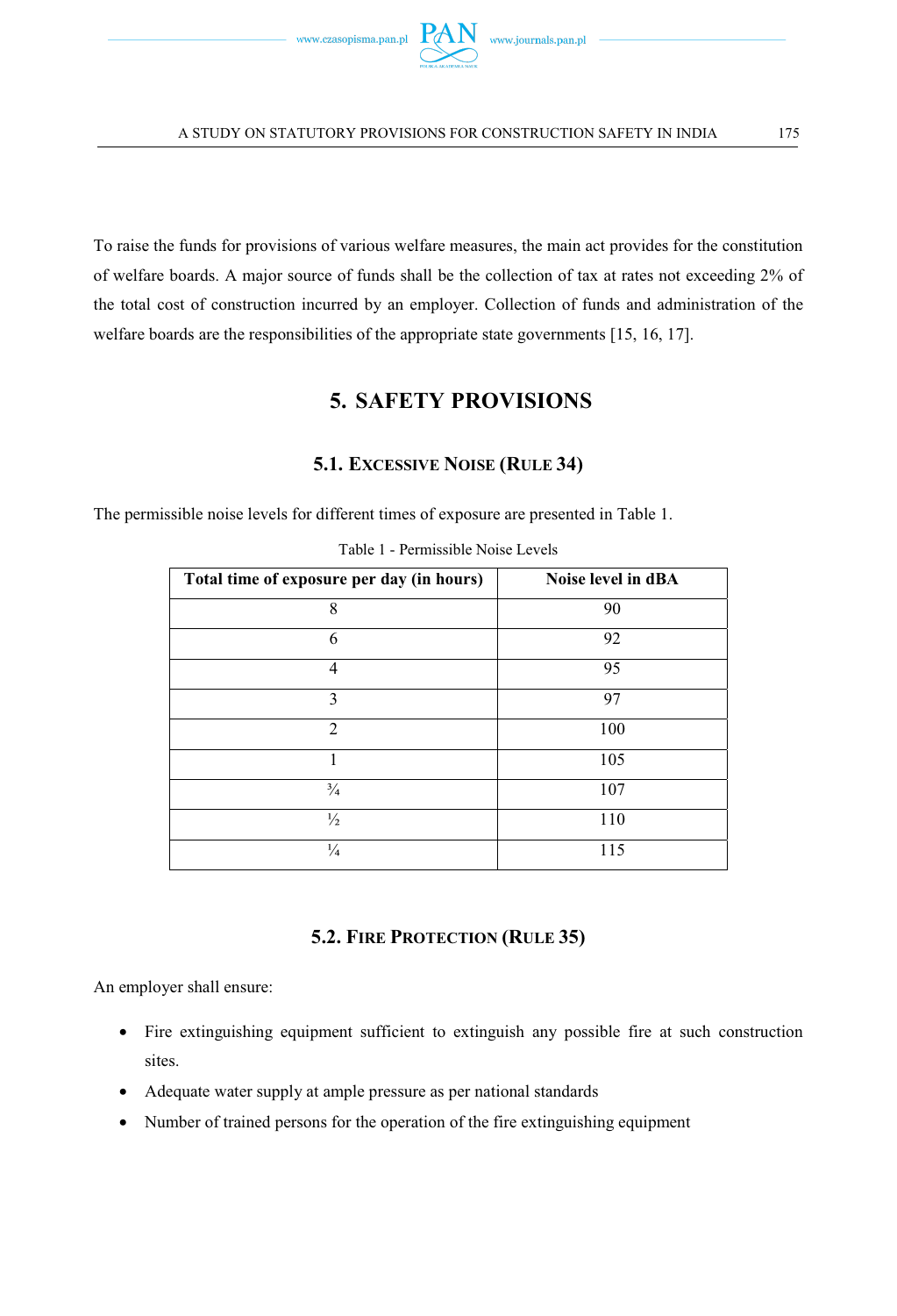To raise the funds for provisions of various welfare measures, the main act provides for the constitution of welfare boards. A major source of funds shall be the collection of tax at rates not exceeding 2% of the total cost of construction incurred by an employer. Collection of funds and administration of the welfare boards are the responsibilities of the appropriate state governments [15, 16, 17].

## 5. SAFETY PROVISIONS

### 5.1. Excessive Noise (Rule 34)

The permissible noise levels for different times of exposure are presented in Table 1.

Table 1 - Permissible Noise Levels

| Total time of exposure per day (in hours) | Noise level in dBA |
|---|---|
| 8 | 90 |
| 6 | 92 |
| 4 | 95 |
| 3 | 97 |
| 2 | 100 |
| 1 | 105 |
| ¾ | 107 |
| ½ | 110 |
| ¼ | 115 |

### 5.2. Fire Protection (Rule 35)

An employer shall ensure:

- Fire extinguishing equipment sufficient to extinguish any possible fire at such construction sites.
- Adequate water supply at ample pressure as per national standards
- Number of trained persons for the operation of the fire extinguishing equipment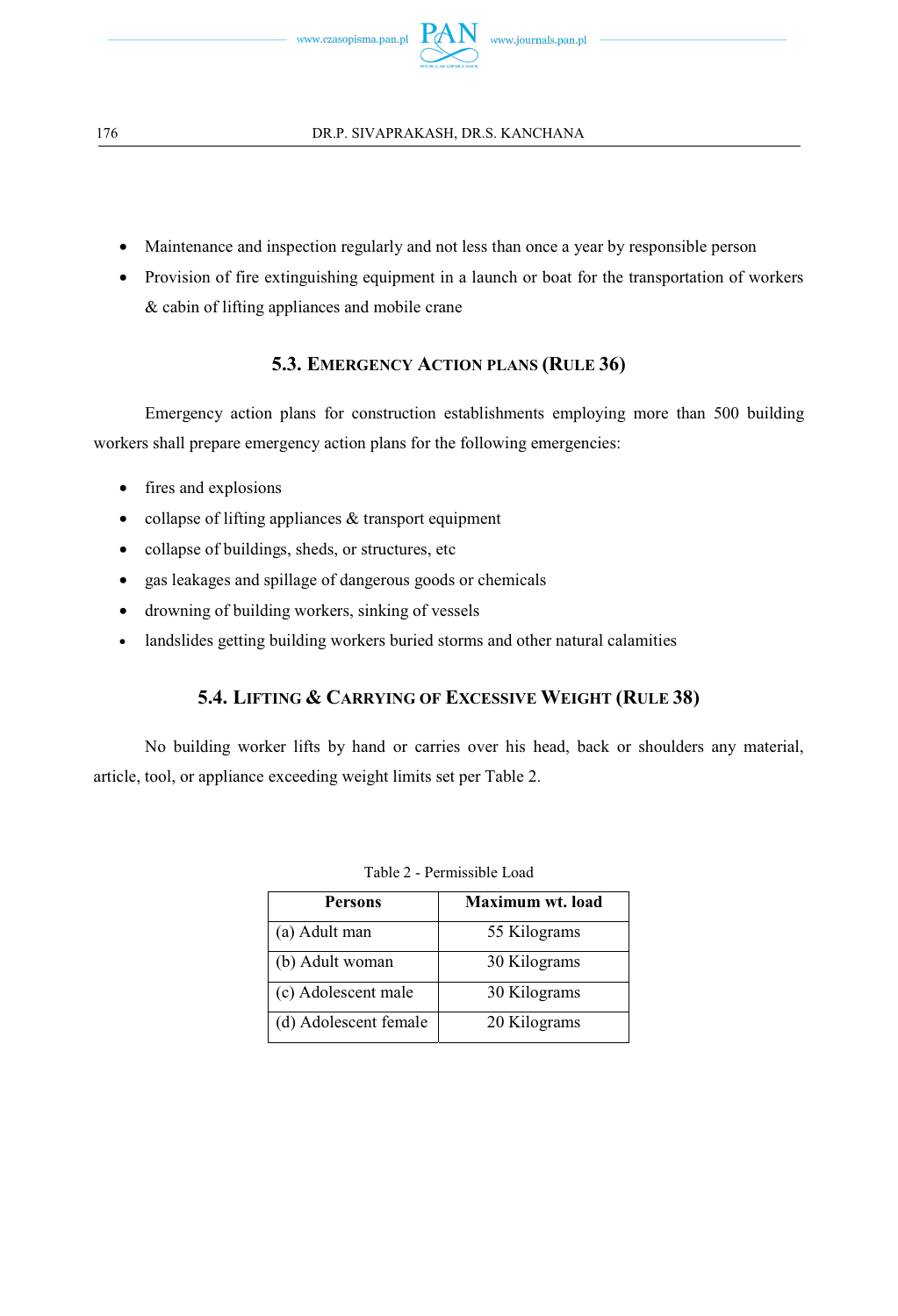- Maintenance and inspection regularly and not less than once a year by responsible person
- Provision of fire extinguishing equipment in a launch or boat for the transportation of workers & cabin of lifting appliances and mobile crane

### 5.3. Emergency Action plans (Rule 36)

Emergency action plans for construction establishments employing more than 500 building workers shall prepare emergency action plans for the following emergencies:

- fires and explosions
- collapse of lifting appliances & transport equipment
- collapse of buildings, sheds, or structures, etc
- gas leakages and spillage of dangerous goods or chemicals
- drowning of building workers, sinking of vessels
- landslides getting building workers buried storms and other natural calamities

### 5.4. Lifting & Carrying of Excessive Weight (Rule 38)

No building worker lifts by hand or carries over his head, back or shoulders any material, article, tool, or appliance exceeding weight limits set per Table 2.

Table 2 - Permissible Load

| Persons | Maximum wt. load |
|---|---|
| (a) Adult man | 55 Kilograms |
| (b) Adult woman | 30 Kilograms |
| (c) Adolescent male | 30 Kilograms |
| (d) Adolescent female | 20 Kilograms |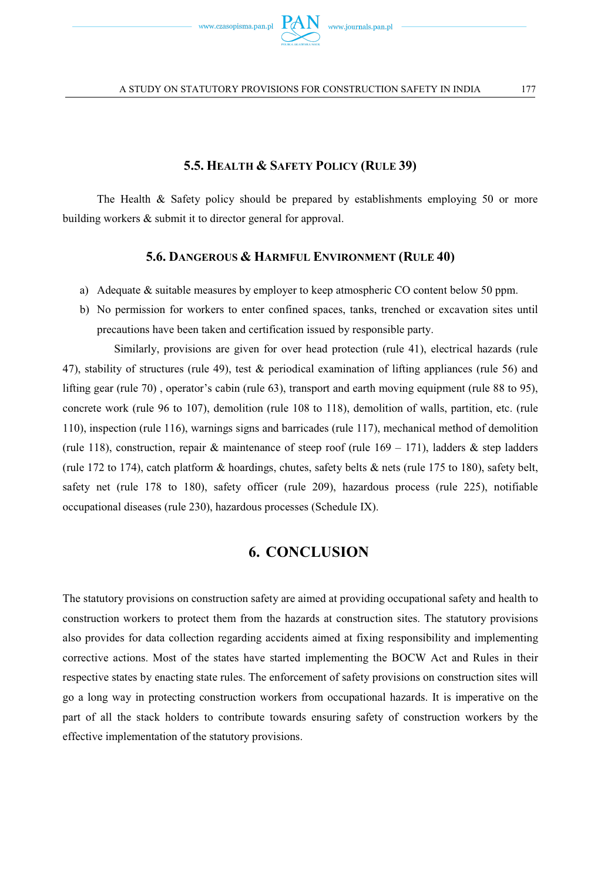### 5.5. Health & Safety Policy (Rule 39)

The Health & Safety policy should be prepared by establishments employing 50 or more building workers & submit it to director general for approval.

### 5.6. Dangerous & Harmful Environment (Rule 40)

a) Adequate & suitable measures by employer to keep atmospheric CO content below 50 ppm.
b) No permission for workers to enter confined spaces, tanks, trenched or excavation sites until precautions have been taken and certification issued by responsible party.

Similarly, provisions are given for over head protection (rule 41), electrical hazards (rule 47), stability of structures (rule 49), test & periodical examination of lifting appliances (rule 56) and lifting gear (rule 70) , operator's cabin (rule 63), transport and earth moving equipment (rule 88 to 95), concrete work (rule 96 to 107), demolition (rule 108 to 118), demolition of walls, partition, etc. (rule 110), inspection (rule 116), warnings signs and barricades (rule 117), mechanical method of demolition (rule 118), construction, repair & maintenance of steep roof (rule 169 – 171), ladders & step ladders (rule 172 to 174), catch platform & hoardings, chutes, safety belts & nets (rule 175 to 180), safety belt, safety net (rule 178 to 180), safety officer (rule 209), hazardous process (rule 225), notifiable occupational diseases (rule 230), hazardous processes (Schedule IX).

## 6. CONCLUSION

The statutory provisions on construction safety are aimed at providing occupational safety and health to construction workers to protect them from the hazards at construction sites. The statutory provisions also provides for data collection regarding accidents aimed at fixing responsibility and implementing corrective actions. Most of the states have started implementing the BOCW Act and Rules in their respective states by enacting state rules. The enforcement of safety provisions on construction sites will go a long way in protecting construction workers from occupational hazards. It is imperative on the part of all the stack holders to contribute towards ensuring safety of construction workers by the effective implementation of the statutory provisions.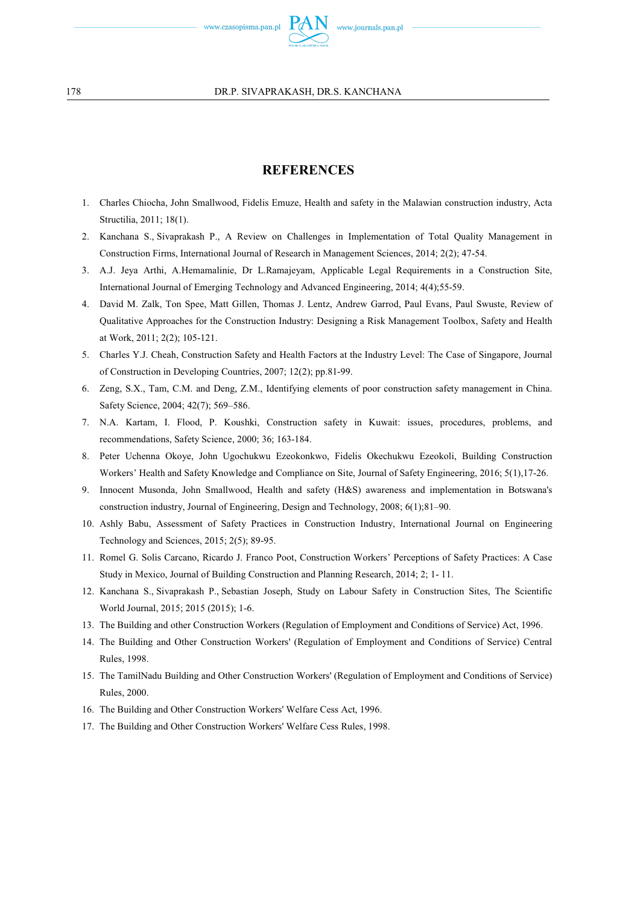## REFERENCES

1. Charles Chiocha, John Smallwood, Fidelis Emuze, Health and safety in the Malawian construction industry, Acta Structilia, 2011; 18(1).
2. Kanchana S., Sivaprakash P., A Review on Challenges in Implementation of Total Quality Management in Construction Firms, International Journal of Research in Management Sciences, 2014; 2(2); 47-54.
3. A.J. Jeya Arthi, A.Hemamalinie, Dr L.Ramajeyam, Applicable Legal Requirements in a Construction Site, International Journal of Emerging Technology and Advanced Engineering, 2014; 4(4);55-59.
4. David M. Zalk, Ton Spee, Matt Gillen, Thomas J. Lentz, Andrew Garrod, Paul Evans, Paul Swuste, Review of Qualitative Approaches for the Construction Industry: Designing a Risk Management Toolbox, Safety and Health at Work, 2011; 2(2); 105-121.
5. Charles Y.J. Cheah, Construction Safety and Health Factors at the Industry Level: The Case of Singapore, Journal of Construction in Developing Countries, 2007; 12(2); pp.81-99.
6. Zeng, S.X., Tam, C.M. and Deng, Z.M., Identifying elements of poor construction safety management in China. Safety Science, 2004; 42(7); 569–586.
7. N.A. Kartam, I. Flood, P. Koushki, Construction safety in Kuwait: issues, procedures, problems, and recommendations, Safety Science, 2000; 36; 163-184.
8. Peter Uchenna Okoye, John Ugochukwu Ezeokonkwo, Fidelis Okechukwu Ezeokoli, Building Construction Workers' Health and Safety Knowledge and Compliance on Site, Journal of Safety Engineering, 2016; 5(1),17-26.
9. Innocent Musonda, John Smallwood, Health and safety (H&S) awareness and implementation in Botswana's construction industry, Journal of Engineering, Design and Technology, 2008; 6(1);81–90.
10. Ashly Babu, Assessment of Safety Practices in Construction Industry, International Journal on Engineering Technology and Sciences, 2015; 2(5); 89-95.
11. Romel G. Solis Carcano, Ricardo J. Franco Poot, Construction Workers' Perceptions of Safety Practices: A Case Study in Mexico, Journal of Building Construction and Planning Research, 2014; 2; 1- 11.
12. Kanchana S., Sivaprakash P., Sebastian Joseph, Study on Labour Safety in Construction Sites, The Scientific World Journal, 2015; 2015 (2015); 1-6.
13. The Building and other Construction Workers (Regulation of Employment and Conditions of Service) Act, 1996.
14. The Building and Other Construction Workers' (Regulation of Employment and Conditions of Service) Central Rules, 1998.
15. The TamilNadu Building and Other Construction Workers' (Regulation of Employment and Conditions of Service) Rules, 2000.
16. The Building and Other Construction Workers' Welfare Cess Act, 1996.
17. The Building and Other Construction Workers' Welfare Cess Rules, 1998.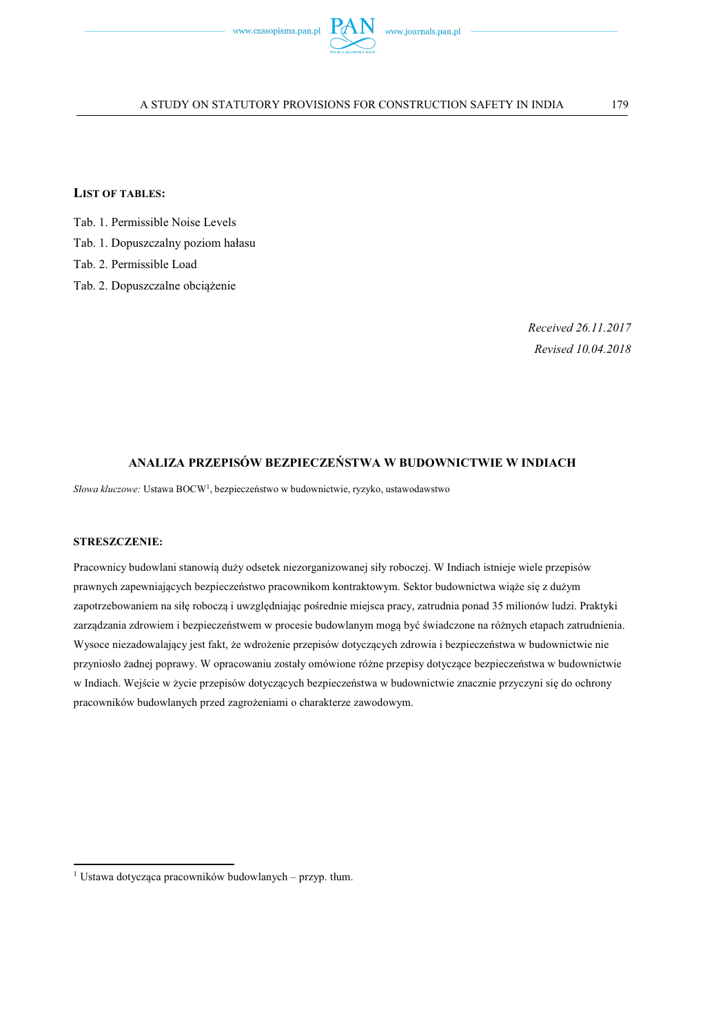**LIST OF TABLES:**

Tab. 1. Permissible Noise Levels

Tab. 1. Dopuszczalny poziom hałasu

Tab. 2. Permissible Load

Tab. 2. Dopuszczalne obciążenie

*Received 26.11.2017*

*Revised 10.04.2018*

## ANALIZA PRZEPISÓW BEZPIECZEŃSTWA W BUDOWNICTWIE W INDIACH

*Słowa kluczowe:* Ustawa BOCW[1], bezpieczeństwo w budownictwie, ryzyko, ustawodawstwo

**STRESZCZENIE:**

Pracownicy budowlani stanowią duży odsetek niezorganizowanej siły roboczej. W Indiach istnieje wiele przepisów prawnych zapewniających bezpieczeństwo pracownikom kontraktowym. Sektor budownictwa wiąże się z dużym zapotrzebowaniem na siłę roboczą i uwzględniając pośrednie miejsca pracy, zatrudnia ponad 35 milionów ludzi. Praktyki zarządzania zdrowiem i bezpieczeństwem w procesie budowlanym mogą być świadczone na różnych etapach zatrudnienia. Wysoce niezadowalający jest fakt, że wdrożenie przepisów dotyczących zdrowia i bezpieczeństwa w budownictwie nie przyniosło żadnej poprawy. W opracowaniu zostały omówione różne przepisy dotyczące bezpieczeństwa w budownictwie w Indiach. Wejście w życie przepisów dotyczących bezpieczeństwa w budownictwie znacznie przyczyni się do ochrony pracowników budowlanych przed zagrożeniami o charakterze zawodowym.

[1] Ustawa dotycząca pracowników budowlanych – przyp. tłum.